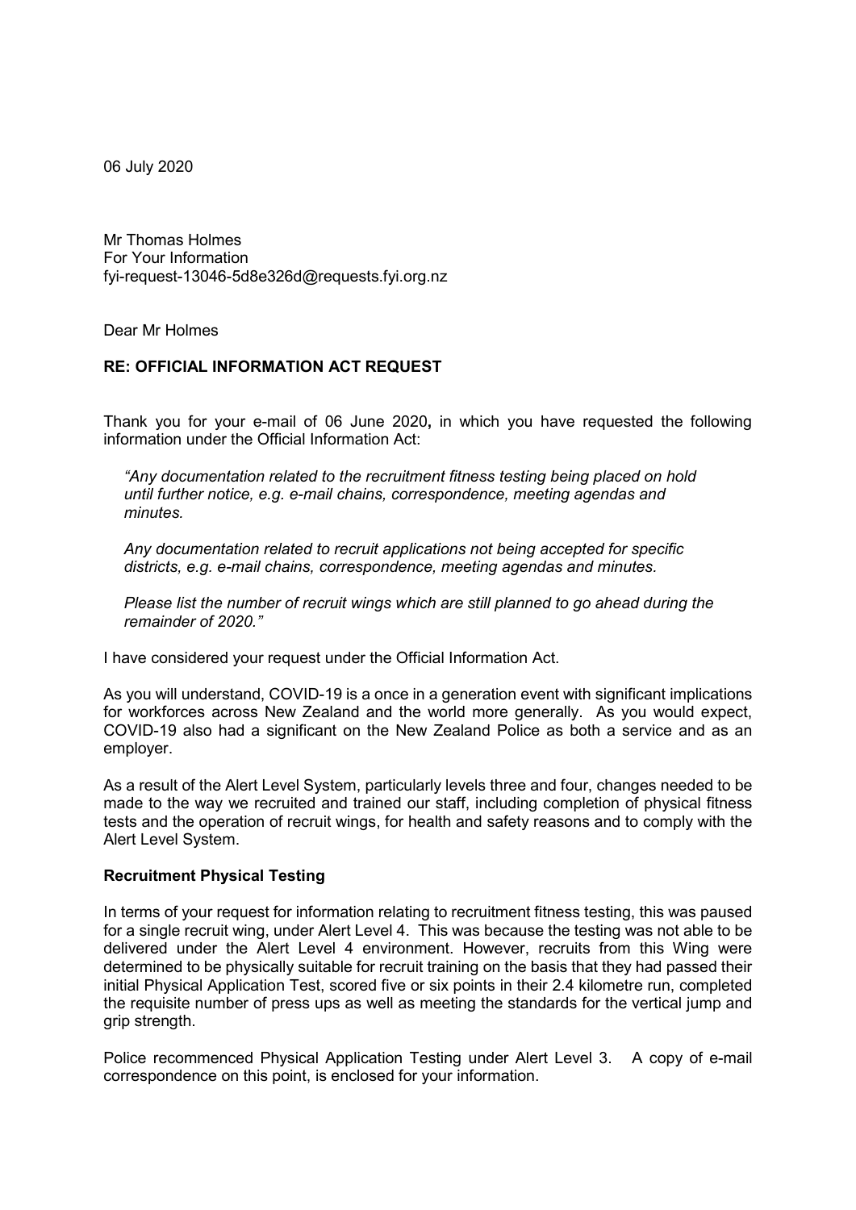06 July 2020

Mr Thomas Holmes
For Your Information
fyi-request-13046-5d8e326d@requests.fyi.org.nz

Dear Mr Holmes

**RE: OFFICIAL INFORMATION ACT REQUEST**

Thank you for your e-mail of 06 June 2020**,** in which you have requested the following information under the Official Information Act:

> *"Any documentation related to the recruitment fitness testing being placed on hold until further notice, e.g. e-mail chains, correspondence, meeting agendas and minutes.*
>
> *Any documentation related to recruit applications not being accepted for specific districts, e.g. e-mail chains, correspondence, meeting agendas and minutes.*
>
> *Please list the number of recruit wings which are still planned to go ahead during the remainder of 2020."*

I have considered your request under the Official Information Act.

As you will understand, COVID-19 is a once in a generation event with significant implications for workforces across New Zealand and the world more generally. As you would expect, COVID-19 also had a significant on the New Zealand Police as both a service and as an employer.

As a result of the Alert Level System, particularly levels three and four, changes needed to be made to the way we recruited and trained our staff, including completion of physical fitness tests and the operation of recruit wings, for health and safety reasons and to comply with the Alert Level System.

**Recruitment Physical Testing**

In terms of your request for information relating to recruitment fitness testing, this was paused for a single recruit wing, under Alert Level 4. This was because the testing was not able to be delivered under the Alert Level 4 environment. However, recruits from this Wing were determined to be physically suitable for recruit training on the basis that they had passed their initial Physical Application Test, scored five or six points in their 2.4 kilometre run, completed the requisite number of press ups as well as meeting the standards for the vertical jump and grip strength.

Police recommenced Physical Application Testing under Alert Level 3. A copy of e-mail correspondence on this point, is enclosed for your information.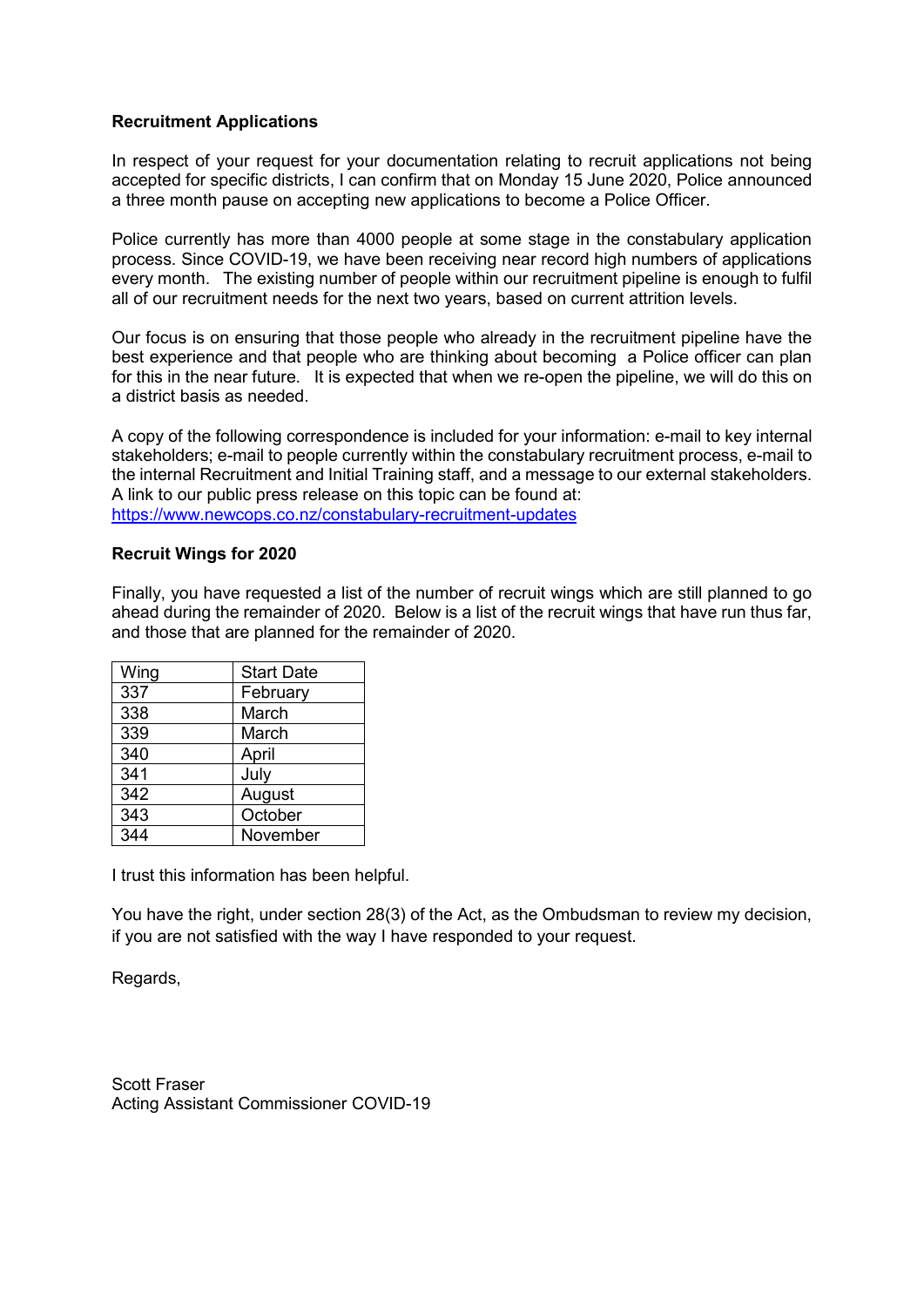**Recruitment Applications**

In respect of your request for your documentation relating to recruit applications not being accepted for specific districts, I can confirm that on Monday 15 June 2020, Police announced a three month pause on accepting new applications to become a Police Officer.

Police currently has more than 4000 people at some stage in the constabulary application process. Since COVID-19, we have been receiving near record high numbers of applications every month. The existing number of people within our recruitment pipeline is enough to fulfil all of our recruitment needs for the next two years, based on current attrition levels.

Our focus is on ensuring that those people who already in the recruitment pipeline have the best experience and that people who are thinking about becoming a Police officer can plan for this in the near future. It is expected that when we re-open the pipeline, we will do this on a district basis as needed.

A copy of the following correspondence is included for your information: e-mail to key internal stakeholders; e-mail to people currently within the constabulary recruitment process, e-mail to the internal Recruitment and Initial Training staff, and a message to our external stakeholders. A link to our public press release on this topic can be found at: https://www.newcops.co.nz/constabulary-recruitment-updates

**Recruit Wings for 2020**

Finally, you have requested a list of the number of recruit wings which are still planned to go ahead during the remainder of 2020. Below is a list of the recruit wings that have run thus far, and those that are planned for the remainder of 2020.

| Wing | Start Date |
|---|---|
| 337 | February |
| 338 | March |
| 339 | March |
| 340 | April |
| 341 | July |
| 342 | August |
| 343 | October |
| 344 | November |

I trust this information has been helpful.

You have the right, under section 28(3) of the Act, as the Ombudsman to review my decision, if you are not satisfied with the way I have responded to your request.

Regards,

Scott Fraser
Acting Assistant Commissioner COVID-19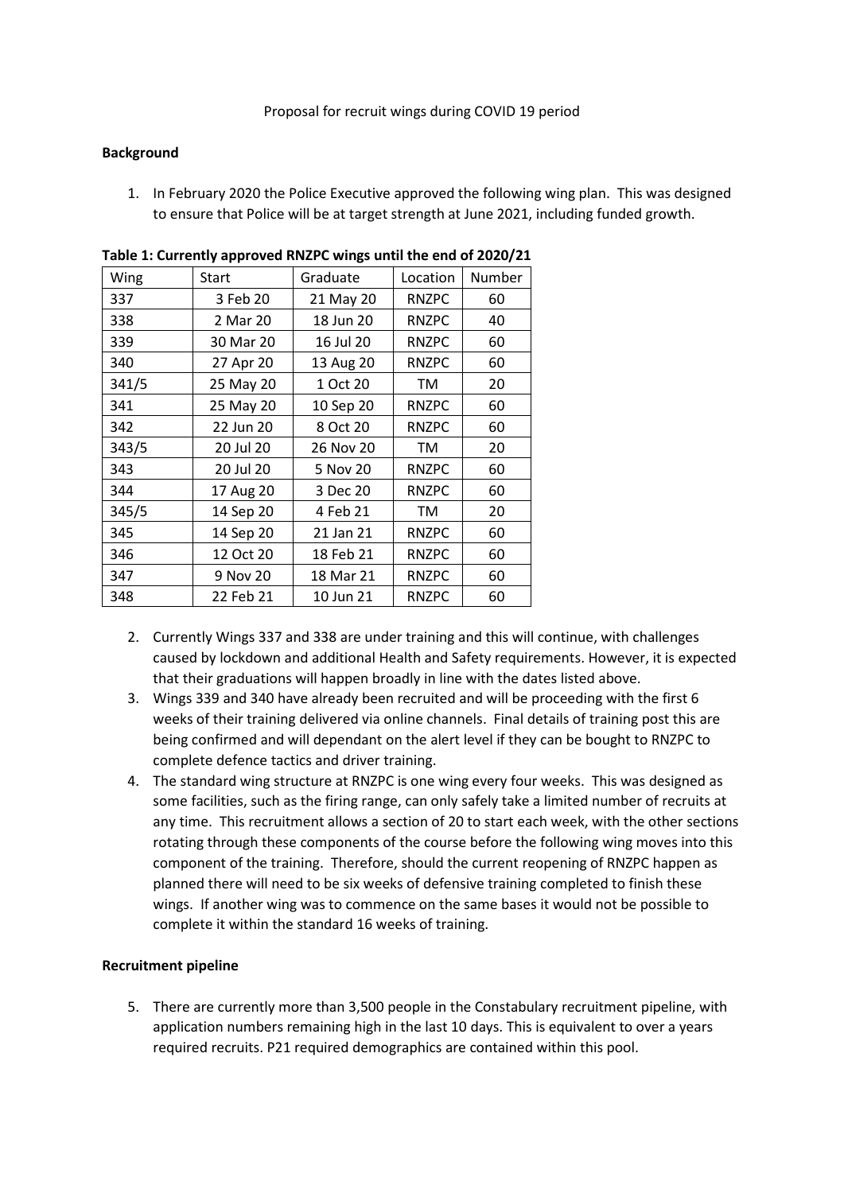Proposal for recruit wings during COVID 19 period

**Background**

1. In February 2020 the Police Executive approved the following wing plan. This was designed to ensure that Police will be at target strength at June 2021, including funded growth.

**Table 1: Currently approved RNZPC wings until the end of 2020/21**

| Wing | Start | Graduate | Location | Number |
|---|---|---|---|---|
| 337 | 3 Feb 20 | 21 May 20 | RNZPC | 60 |
| 338 | 2 Mar 20 | 18 Jun 20 | RNZPC | 40 |
| 339 | 30 Mar 20 | 16 Jul 20 | RNZPC | 60 |
| 340 | 27 Apr 20 | 13 Aug 20 | RNZPC | 60 |
| 341/5 | 25 May 20 | 1 Oct 20 | TM | 20 |
| 341 | 25 May 20 | 10 Sep 20 | RNZPC | 60 |
| 342 | 22 Jun 20 | 8 Oct 20 | RNZPC | 60 |
| 343/5 | 20 Jul 20 | 26 Nov 20 | TM | 20 |
| 343 | 20 Jul 20 | 5 Nov 20 | RNZPC | 60 |
| 344 | 17 Aug 20 | 3 Dec 20 | RNZPC | 60 |
| 345/5 | 14 Sep 20 | 4 Feb 21 | TM | 20 |
| 345 | 14 Sep 20 | 21 Jan 21 | RNZPC | 60 |
| 346 | 12 Oct 20 | 18 Feb 21 | RNZPC | 60 |
| 347 | 9 Nov 20 | 18 Mar 21 | RNZPC | 60 |
| 348 | 22 Feb 21 | 10 Jun 21 | RNZPC | 60 |

2. Currently Wings 337 and 338 are under training and this will continue, with challenges caused by lockdown and additional Health and Safety requirements. However, it is expected that their graduations will happen broadly in line with the dates listed above.
3. Wings 339 and 340 have already been recruited and will be proceeding with the first 6 weeks of their training delivered via online channels. Final details of training post this are being confirmed and will dependant on the alert level if they can be bought to RNZPC to complete defence tactics and driver training.
4. The standard wing structure at RNZPC is one wing every four weeks. This was designed as some facilities, such as the firing range, can only safely take a limited number of recruits at any time. This recruitment allows a section of 20 to start each week, with the other sections rotating through these components of the course before the following wing moves into this component of the training. Therefore, should the current reopening of RNZPC happen as planned there will need to be six weeks of defensive training completed to finish these wings. If another wing was to commence on the same bases it would not be possible to complete it within the standard 16 weeks of training.

**Recruitment pipeline**

5. There are currently more than 3,500 people in the Constabulary recruitment pipeline, with application numbers remaining high in the last 10 days. This is equivalent to over a years required recruits. P21 required demographics are contained within this pool.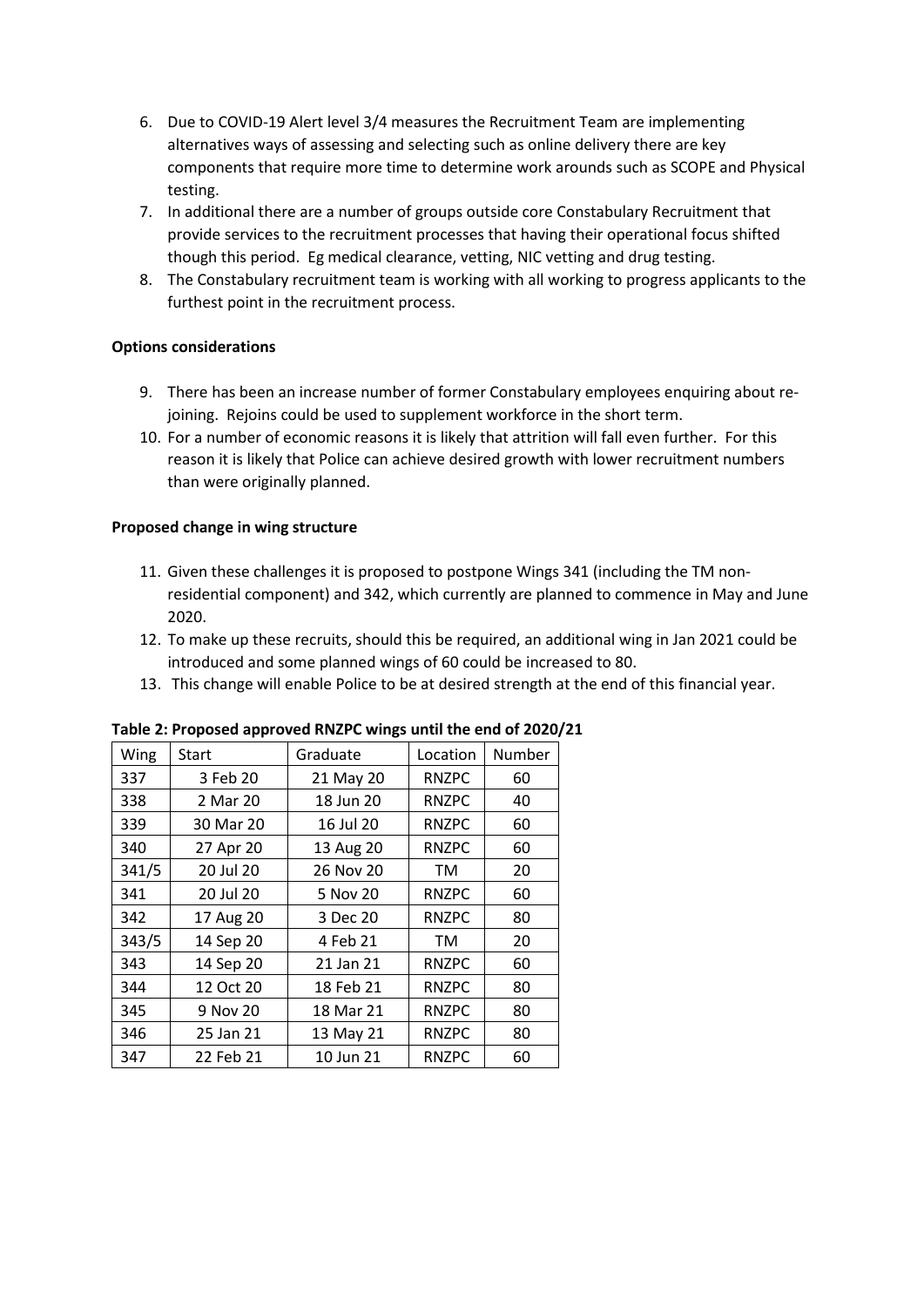6. Due to COVID-19 Alert level 3/4 measures the Recruitment Team are implementing alternatives ways of assessing and selecting such as online delivery there are key components that require more time to determine work arounds such as SCOPE and Physical testing.
7. In additional there are a number of groups outside core Constabulary Recruitment that provide services to the recruitment processes that having their operational focus shifted though this period. Eg medical clearance, vetting, NIC vetting and drug testing.
8. The Constabulary recruitment team is working with all working to progress applicants to the furthest point in the recruitment process.

**Options considerations**

9. There has been an increase number of former Constabulary employees enquiring about re-joining. Rejoins could be used to supplement workforce in the short term.
10. For a number of economic reasons it is likely that attrition will fall even further. For this reason it is likely that Police can achieve desired growth with lower recruitment numbers than were originally planned.

**Proposed change in wing structure**

11. Given these challenges it is proposed to postpone Wings 341 (including the TM non-residential component) and 342, which currently are planned to commence in May and June 2020.
12. To make up these recruits, should this be required, an additional wing in Jan 2021 could be introduced and some planned wings of 60 could be increased to 80.
13. This change will enable Police to be at desired strength at the end of this financial year.

**Table 2: Proposed approved RNZPC wings until the end of 2020/21**

| Wing | Start | Graduate | Location | Number |
|---|---|---|---|---|
| 337 | 3 Feb 20 | 21 May 20 | RNZPC | 60 |
| 338 | 2 Mar 20 | 18 Jun 20 | RNZPC | 40 |
| 339 | 30 Mar 20 | 16 Jul 20 | RNZPC | 60 |
| 340 | 27 Apr 20 | 13 Aug 20 | RNZPC | 60 |
| 341/5 | 20 Jul 20 | 26 Nov 20 | TM | 20 |
| 341 | 20 Jul 20 | 5 Nov 20 | RNZPC | 60 |
| 342 | 17 Aug 20 | 3 Dec 20 | RNZPC | 80 |
| 343/5 | 14 Sep 20 | 4 Feb 21 | TM | 20 |
| 343 | 14 Sep 20 | 21 Jan 21 | RNZPC | 60 |
| 344 | 12 Oct 20 | 18 Feb 21 | RNZPC | 80 |
| 345 | 9 Nov 20 | 18 Mar 21 | RNZPC | 80 |
| 346 | 25 Jan 21 | 13 May 21 | RNZPC | 80 |
| 347 | 22 Feb 21 | 10 Jun 21 | RNZPC | 60 |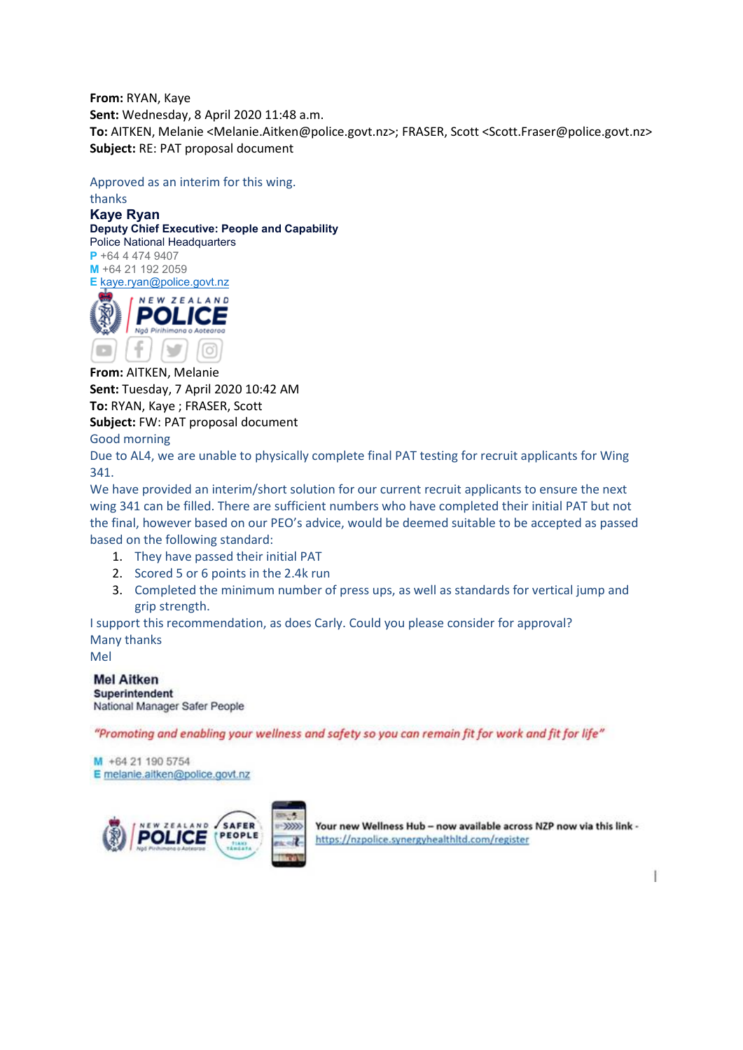**From:** RYAN, Kaye
**Sent:** Wednesday, 8 April 2020 11:48 a.m.
**To:** AITKEN, Melanie <Melanie.Aitken@police.govt.nz>; FRASER, Scott <Scott.Fraser@police.govt.nz>
**Subject:** RE: PAT proposal document

Approved as an interim for this wing.
thanks

**Kaye Ryan**
**Deputy Chief Executive: People and Capability**
Police National Headquarters
**P** +64 4 474 9407
**M** +64 21 192 2059
**E** kaye.ryan@police.govt.nz

NEW ZEALAND POLICE
Ngā Pirihimana o Aotearoa

**From:** AITKEN, Melanie
**Sent:** Tuesday, 7 April 2020 10:42 AM
**To:** RYAN, Kaye ; FRASER, Scott
**Subject:** FW: PAT proposal document

Good morning

Due to AL4, we are unable to physically complete final PAT testing for recruit applicants for Wing 341.

We have provided an interim/short solution for our current recruit applicants to ensure the next wing 341 can be filled. There are sufficient numbers who have completed their initial PAT but not the final, however based on our PEO's advice, would be deemed suitable to be accepted as passed based on the following standard:

1. They have passed their initial PAT
2. Scored 5 or 6 points in the 2.4k run
3. Completed the minimum number of press ups, as well as standards for vertical jump and grip strength.

I support this recommendation, as does Carly. Could you please consider for approval?

Many thanks

Mel

**Mel Aitken**
**Superintendent**
National Manager Safer People

*"Promoting and enabling your wellness and safety so you can remain fit for work and fit for life"*

**M** +64 21 190 5754
**E** melanie.aitken@police.govt.nz

NEW ZEALAND POLICE | SAFER PEOPLE

**Your new Wellness Hub – now available across NZP now via this link -** https://nzpolice.synergyhealthltd.com/register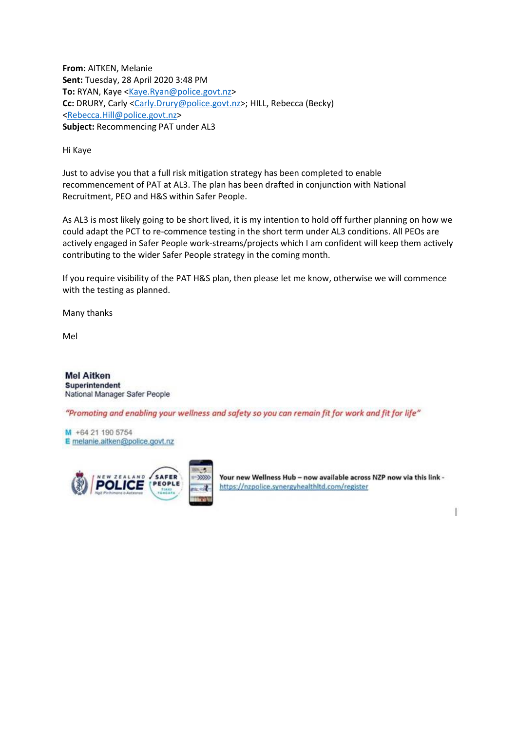**From:** AITKEN, Melanie
**Sent:** Tuesday, 28 April 2020 3:48 PM
**To:** RYAN, Kaye <Kaye.Ryan@police.govt.nz>
**Cc:** DRURY, Carly <Carly.Drury@police.govt.nz>; HILL, Rebecca (Becky) <Rebecca.Hill@police.govt.nz>
**Subject:** Recommencing PAT under AL3

Hi Kaye

Just to advise you that a full risk mitigation strategy has been completed to enable recommencement of PAT at AL3. The plan has been drafted in conjunction with National Recruitment, PEO and H&S within Safer People.

As AL3 is most likely going to be short lived, it is my intention to hold off further planning on how we could adapt the PCT to re-commence testing in the short term under AL3 conditions. All PEOs are actively engaged in Safer People work-streams/projects which I am confident will keep them actively contributing to the wider Safer People strategy in the coming month.

If you require visibility of the PAT H&S plan, then please let me know, otherwise we will commence with the testing as planned.

Many thanks

Mel

**Mel Aitken**
**Superintendent**
National Manager Safer People

*"Promoting and enabling your wellness and safety so you can remain fit for work and fit for life"*

M +64 21 190 5754
E melanie.aitken@police.govt.nz

NEW ZEALAND POLICE Ngā Pirihimana o Aotearoa | SAFER PEOPLE TIAKI TANGATA

**Your new Wellness Hub – now available across NZP now via this link -** https://nzpolice.synergyhealthltd.com/register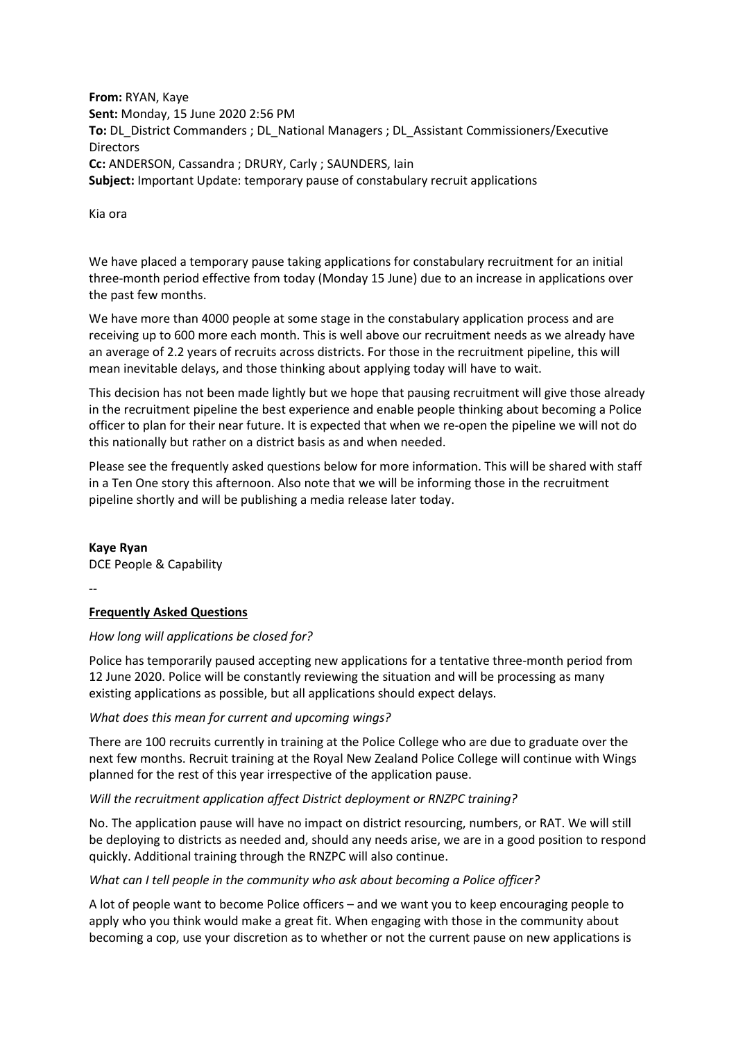**From:** RYAN, Kaye
**Sent:** Monday, 15 June 2020 2:56 PM
**To:** DL_District Commanders ; DL_National Managers ; DL_Assistant Commissioners/Executive Directors
**Cc:** ANDERSON, Cassandra ; DRURY, Carly ; SAUNDERS, Iain
**Subject:** Important Update: temporary pause of constabulary recruit applications

Kia ora

We have placed a temporary pause taking applications for constabulary recruitment for an initial three-month period effective from today (Monday 15 June) due to an increase in applications over the past few months.

We have more than 4000 people at some stage in the constabulary application process and are receiving up to 600 more each month. This is well above our recruitment needs as we already have an average of 2.2 years of recruits across districts. For those in the recruitment pipeline, this will mean inevitable delays, and those thinking about applying today will have to wait.

This decision has not been made lightly but we hope that pausing recruitment will give those already in the recruitment pipeline the best experience and enable people thinking about becoming a Police officer to plan for their near future. It is expected that when we re-open the pipeline we will not do this nationally but rather on a district basis as and when needed.

Please see the frequently asked questions below for more information. This will be shared with staff in a Ten One story this afternoon. Also note that we will be informing those in the recruitment pipeline shortly and will be publishing a media release later today.

**Kaye Ryan**
DCE People & Capability

--

**Frequently Asked Questions**

*How long will applications be closed for?*

Police has temporarily paused accepting new applications for a tentative three-month period from 12 June 2020. Police will be constantly reviewing the situation and will be processing as many existing applications as possible, but all applications should expect delays.

*What does this mean for current and upcoming wings?*

There are 100 recruits currently in training at the Police College who are due to graduate over the next few months. Recruit training at the Royal New Zealand Police College will continue with Wings planned for the rest of this year irrespective of the application pause.

*Will the recruitment application affect District deployment or RNZPC training?*

No. The application pause will have no impact on district resourcing, numbers, or RAT. We will still be deploying to districts as needed and, should any needs arise, we are in a good position to respond quickly. Additional training through the RNZPC will also continue.

*What can I tell people in the community who ask about becoming a Police officer?*

A lot of people want to become Police officers – and we want you to keep encouraging people to apply who you think would make a great fit. When engaging with those in the community about becoming a cop, use your discretion as to whether or not the current pause on new applications is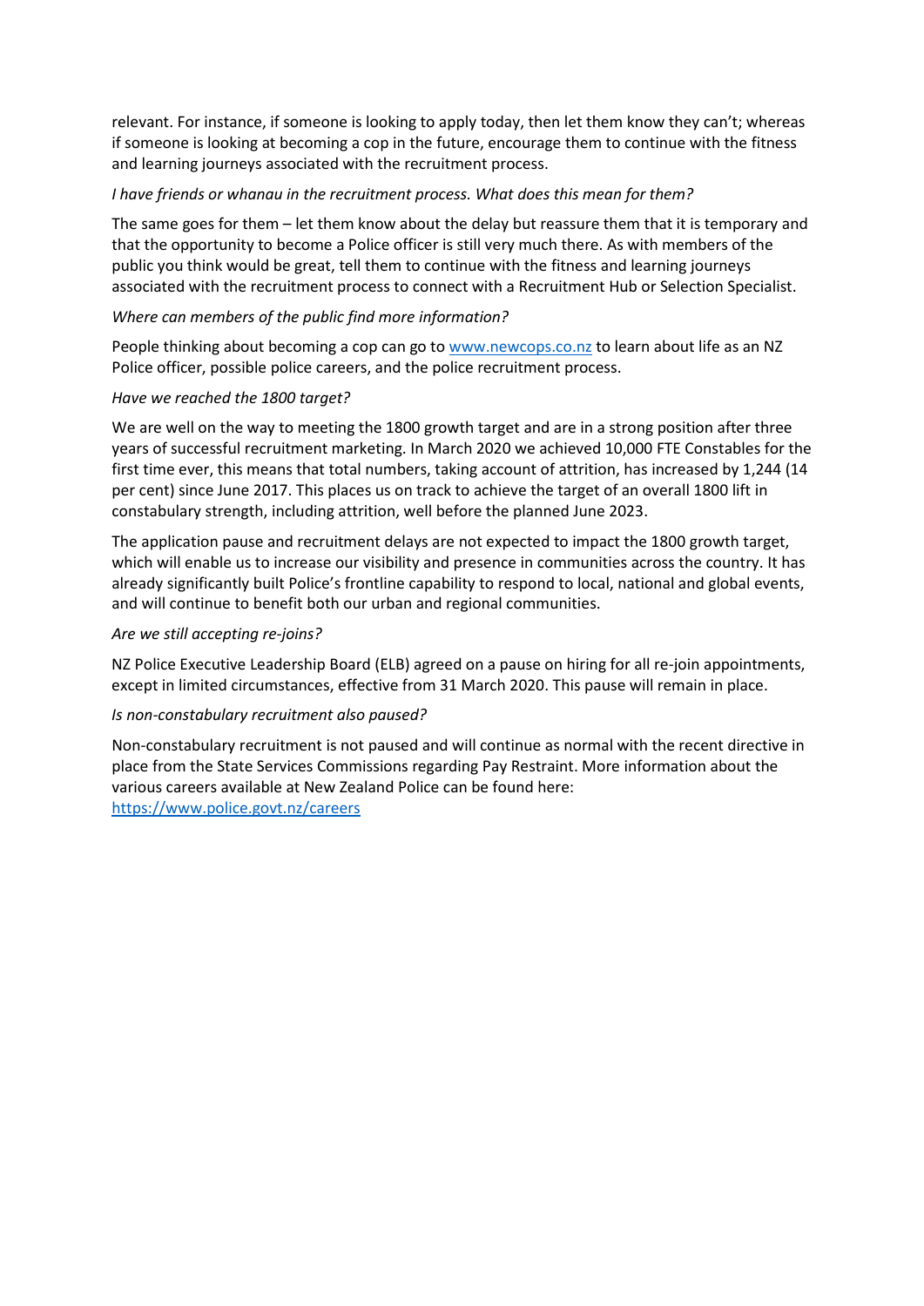relevant. For instance, if someone is looking to apply today, then let them know they can't; whereas if someone is looking at becoming a cop in the future, encourage them to continue with the fitness and learning journeys associated with the recruitment process.

*I have friends or whanau in the recruitment process. What does this mean for them?*

The same goes for them – let them know about the delay but reassure them that it is temporary and that the opportunity to become a Police officer is still very much there. As with members of the public you think would be great, tell them to continue with the fitness and learning journeys associated with the recruitment process to connect with a Recruitment Hub or Selection Specialist.

*Where can members of the public find more information?*

People thinking about becoming a cop can go to [www.newcops.co.nz](http://www.newcops.co.nz) to learn about life as an NZ Police officer, possible police careers, and the police recruitment process.

*Have we reached the 1800 target?*

We are well on the way to meeting the 1800 growth target and are in a strong position after three years of successful recruitment marketing. In March 2020 we achieved 10,000 FTE Constables for the first time ever, this means that total numbers, taking account of attrition, has increased by 1,244 (14 per cent) since June 2017. This places us on track to achieve the target of an overall 1800 lift in constabulary strength, including attrition, well before the planned June 2023.

The application pause and recruitment delays are not expected to impact the 1800 growth target, which will enable us to increase our visibility and presence in communities across the country. It has already significantly built Police's frontline capability to respond to local, national and global events, and will continue to benefit both our urban and regional communities.

*Are we still accepting re-joins?*

NZ Police Executive Leadership Board (ELB) agreed on a pause on hiring for all re-join appointments, except in limited circumstances, effective from 31 March 2020. This pause will remain in place.

*Is non-constabulary recruitment also paused?*

Non-constabulary recruitment is not paused and will continue as normal with the recent directive in place from the State Services Commissions regarding Pay Restraint. More information about the various careers available at New Zealand Police can be found here: [https://www.police.govt.nz/careers](https://www.police.govt.nz/careers)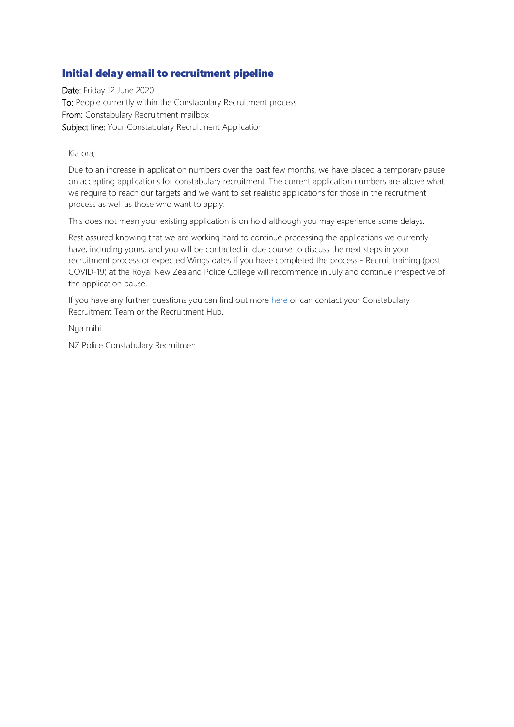## Initial delay email to recruitment pipeline

**Date:** Friday 12 June 2020
**To:** People currently within the Constabulary Recruitment process
**From:** Constabulary Recruitment mailbox
**Subject line:** Your Constabulary Recruitment Application

Kia ora,

Due to an increase in application numbers over the past few months, we have placed a temporary pause on accepting applications for constabulary recruitment. The current application numbers are above what we require to reach our targets and we want to set realistic applications for those in the recruitment process as well as those who want to apply.

This does not mean your existing application is on hold although you may experience some delays.

Rest assured knowing that we are working hard to continue processing the applications we currently have, including yours, and you will be contacted in due course to discuss the next steps in your recruitment process or expected Wings dates if you have completed the process - Recruit training (post COVID-19) at the Royal New Zealand Police College will recommence in July and continue irrespective of the application pause.

If you have any further questions you can find out more here or can contact your Constabulary Recruitment Team or the Recruitment Hub.

Ngā mihi

NZ Police Constabulary Recruitment